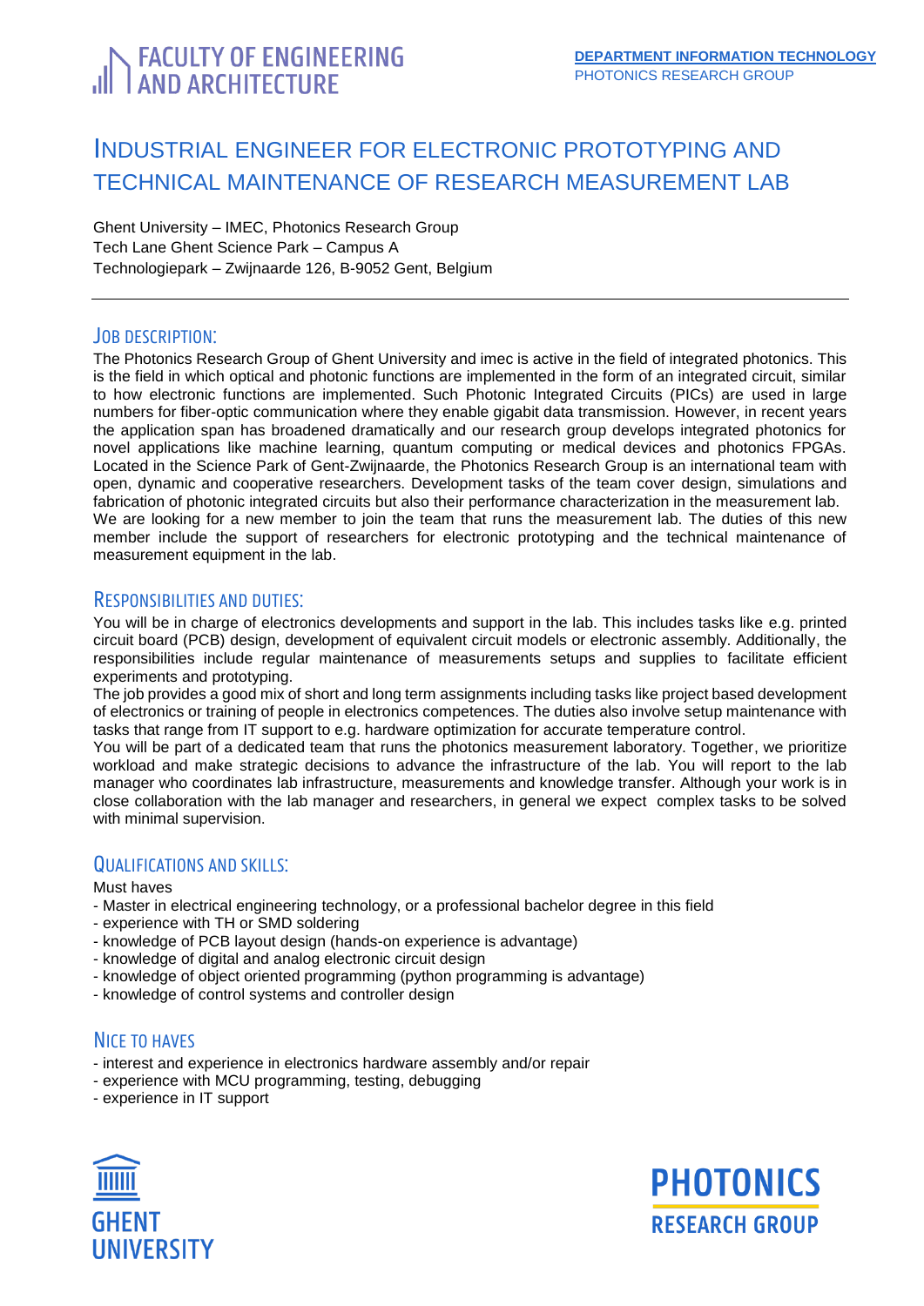FACULTY OF ENGINEERING AND ARCHITECTURE

DEPARTMENT INFORMATION TECHNOLOGY
PHOTONICS RESEARCH GROUP

# INDUSTRIAL ENGINEER FOR ELECTRONIC PROTOTYPING AND TECHNICAL MAINTENANCE OF RESEARCH MEASUREMENT LAB

Ghent University – IMEC, Photonics Research Group
Tech Lane Ghent Science Park – Campus A
Technologiepark – Zwijnaarde 126, B-9052 Gent, Belgium

---

## JOB DESCRIPTION:

The Photonics Research Group of Ghent University and imec is active in the field of integrated photonics. This is the field in which optical and photonic functions are implemented in the form of an integrated circuit, similar to how electronic functions are implemented. Such Photonic Integrated Circuits (PICs) are used in large numbers for fiber-optic communication where they enable gigabit data transmission. However, in recent years the application span has broadened dramatically and our research group develops integrated photonics for novel applications like machine learning, quantum computing or medical devices and photonics FPGAs. Located in the Science Park of Gent-Zwijnaarde, the Photonics Research Group is an international team with open, dynamic and cooperative researchers. Development tasks of the team cover design, simulations and fabrication of photonic integrated circuits but also their performance characterization in the measurement lab.
We are looking for a new member to join the team that runs the measurement lab. The duties of this new member include the support of researchers for electronic prototyping and the technical maintenance of measurement equipment in the lab.

## RESPONSIBILITIES AND DUTIES:

You will be in charge of electronics developments and support in the lab. This includes tasks like e.g. printed circuit board (PCB) design, development of equivalent circuit models or electronic assembly. Additionally, the responsibilities include regular maintenance of measurements setups and supplies to facilitate efficient experiments and prototyping.
The job provides a good mix of short and long term assignments including tasks like project based development of electronics or training of people in electronics competences. The duties also involve setup maintenance with tasks that range from IT support to e.g. hardware optimization for accurate temperature control.
You will be part of a dedicated team that runs the photonics measurement laboratory. Together, we prioritize workload and make strategic decisions to advance the infrastructure of the lab. You will report to the lab manager who coordinates lab infrastructure, measurements and knowledge transfer. Although your work is in close collaboration with the lab manager and researchers, in general we expect complex tasks to be solved with minimal supervision.

## QUALIFICATIONS AND SKILLS:

Must haves

- Master in electrical engineering technology, or a professional bachelor degree in this field
- experience with TH or SMD soldering
- knowledge of PCB layout design (hands-on experience is advantage)
- knowledge of digital and analog electronic circuit design
- knowledge of object oriented programming (python programming is advantage)
- knowledge of control systems and controller design

## NICE TO HAVES

- interest and experience in electronics hardware assembly and/or repair
- experience with MCU programming, testing, debugging
- experience in IT support

GHENT UNIVERSITY

PHOTONICS RESEARCH GROUP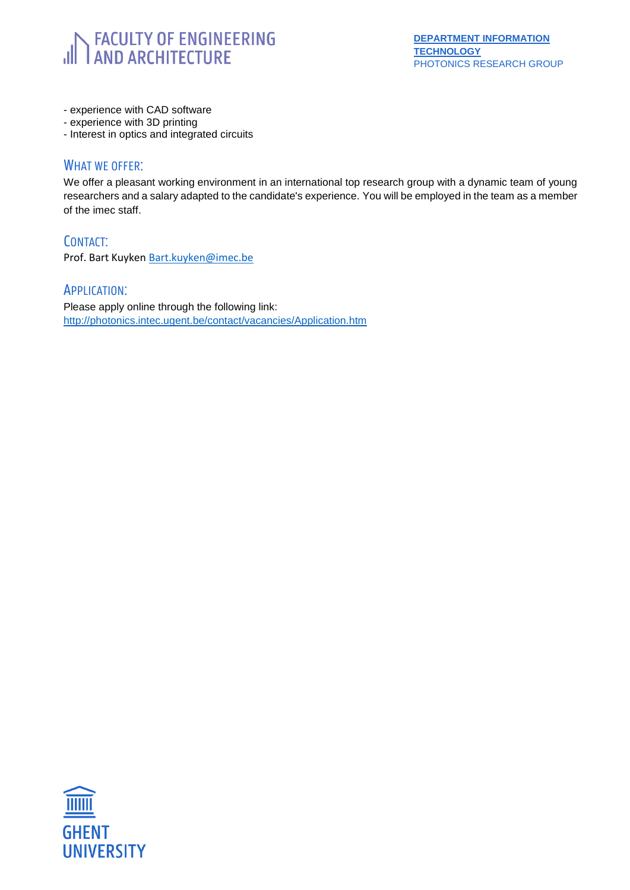- experience with CAD software
- experience with 3D printing
- Interest in optics and integrated circuits

## WHAT WE OFFER:

We offer a pleasant working environment in an international top research group with a dynamic team of young researchers and a salary adapted to the candidate's experience. You will be employed in the team as a member of the imec staff.

## CONTACT:

Prof. Bart Kuyken Bart.kuyken@imec.be

## APPLICATION:

Please apply online through the following link:
http://photonics.intec.ugent.be/contact/vacancies/Application.htm